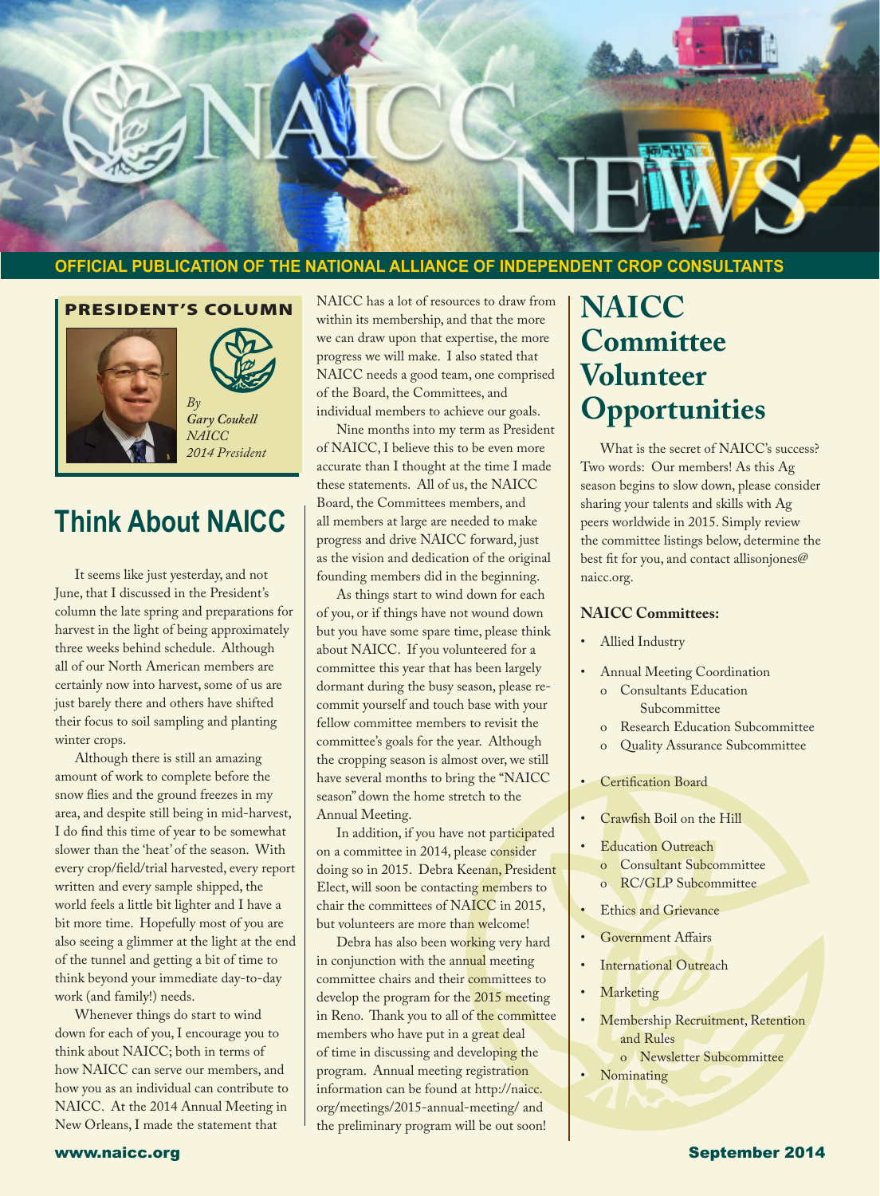# NAICC NEWS

**OFFICIAL PUBLICATION OF THE NATIONAL ALLIANCE OF INDEPENDENT CROP CONSULTANTS**

**PRESIDENT'S COLUMN**

*By*
***Gary Coukell***
*NAICC*
*2014 President*

## Think About NAICC

It seems like just yesterday, and not June, that I discussed in the President's column the late spring and preparations for harvest in the light of being approximately three weeks behind schedule. Although all of our North American members are certainly now into harvest, some of us are just barely there and others have shifted their focus to soil sampling and planting winter crops.

Although there is still an amazing amount of work to complete before the snow flies and the ground freezes in my area, and despite still being in mid-harvest, I do find this time of year to be somewhat slower than the 'heat' of the season. With every crop/field/trial harvested, every report written and every sample shipped, the world feels a little bit lighter and I have a bit more time. Hopefully most of you are also seeing a glimmer at the light at the end of the tunnel and getting a bit of time to think beyond your immediate day-to-day work (and family!) needs.

Whenever things do start to wind down for each of you, I encourage you to think about NAICC; both in terms of how NAICC can serve our members, and how you as an individual can contribute to NAICC. At the 2014 Annual Meeting in New Orleans, I made the statement that NAICC has a lot of resources to draw from within its membership, and that the more we can draw upon that expertise, the more progress we will make. I also stated that NAICC needs a good team, one comprised of the Board, the Committees, and individual members to achieve our goals.

Nine months into my term as President of NAICC, I believe this to be even more accurate than I thought at the time I made these statements. All of us, the NAICC Board, the Committees members, and all members at large are needed to make progress and drive NAICC forward, just as the vision and dedication of the original founding members did in the beginning.

As things start to wind down for each of you, or if things have not wound down but you have some spare time, please think about NAICC. If you volunteered for a committee this year that has been largely dormant during the busy season, please re-commit yourself and touch base with your fellow committee members to revisit the committee's goals for the year. Although the cropping season is almost over, we still have several months to bring the "NAICC season" down the home stretch to the Annual Meeting.

In addition, if you have not participated on a committee in 2014, please consider doing so in 2015. Debra Keenan, President Elect, will soon be contacting members to chair the committees of NAICC in 2015, but volunteers are more than welcome!

Debra has also been working very hard in conjunction with the annual meeting committee chairs and their committees to develop the program for the 2015 meeting in Reno. Thank you to all of the committee members who have put in a great deal of time in discussing and developing the program. Annual meeting registration information can be found at http://naicc.org/meetings/2015-annual-meeting/ and the preliminary program will be out soon!

## NAICC Committee Volunteer Opportunities

What is the secret of NAICC's success? Two words: Our members! As this Ag season begins to slow down, please consider sharing your talents and skills with Ag peers worldwide in 2015. Simply review the committee listings below, determine the best fit for you, and contact allisonjones@naicc.org.

**NAICC Committees:**

- Allied Industry
- Annual Meeting Coordination
  - Consultants Education Subcommittee
  - Research Education Subcommittee
  - Quality Assurance Subcommittee
- Certification Board
- Crawfish Boil on the Hill
- Education Outreach
  - Consultant Subcommittee
  - RC/GLP Subcommittee
- Ethics and Grievance
- Government Affairs
- International Outreach
- Marketing
- Membership Recruitment, Retention and Rules
  - Newsletter Subcommittee
- Nominating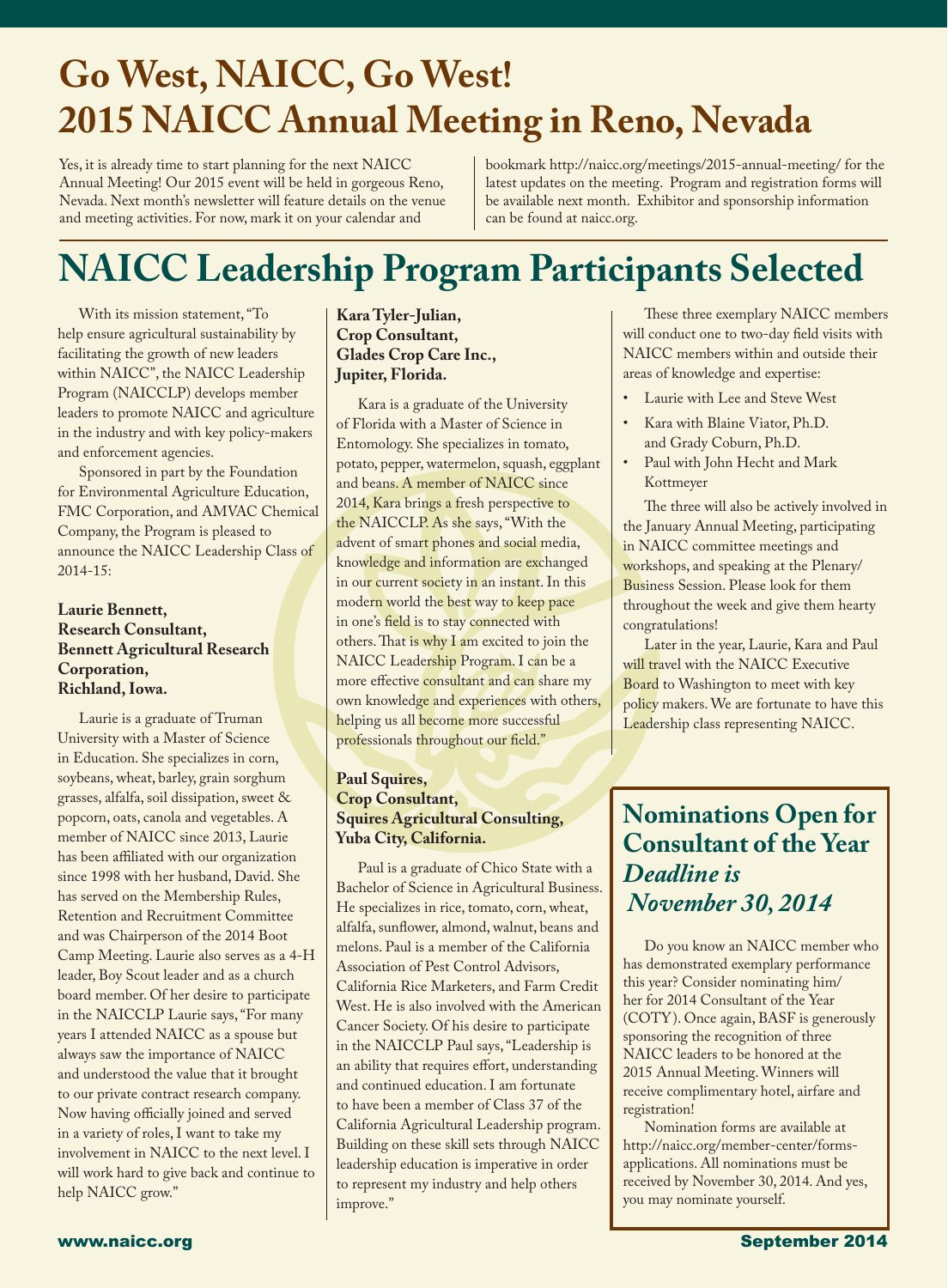# Go West, NAICC, Go West! 2015 NAICC Annual Meeting in Reno, Nevada

Yes, it is already time to start planning for the next NAICC Annual Meeting! Our 2015 event will be held in gorgeous Reno, Nevada. Next month's newsletter will feature details on the venue and meeting activities. For now, mark it on your calendar and bookmark http://naicc.org/meetings/2015-annual-meeting/ for the latest updates on the meeting. Program and registration forms will be available next month. Exhibitor and sponsorship information can be found at naicc.org.

# NAICC Leadership Program Participants Selected

With its mission statement, "To help ensure agricultural sustainability by facilitating the growth of new leaders within NAICC", the NAICC Leadership Program (NAICCLP) develops member leaders to promote NAICC and agriculture in the industry and with key policy-makers and enforcement agencies.

Sponsored in part by the Foundation for Environmental Agriculture Education, FMC Corporation, and AMVAC Chemical Company, the Program is pleased to announce the NAICC Leadership Class of 2014-15:

**Laurie Bennett, Research Consultant, Bennett Agricultural Research Corporation, Richland, Iowa.**

Laurie is a graduate of Truman University with a Master of Science in Education. She specializes in corn, soybeans, wheat, barley, grain sorghum grasses, alfalfa, soil dissipation, sweet & popcorn, oats, canola and vegetables. A member of NAICC since 2013, Laurie has been affiliated with our organization since 1998 with her husband, David. She has served on the Membership Rules, Retention and Recruitment Committee and was Chairperson of the 2014 Boot Camp Meeting. Laurie also serves as a 4-H leader, Boy Scout leader and as a church board member. Of her desire to participate in the NAICCLP Laurie says, "For many years I attended NAICC as a spouse but always saw the importance of NAICC and understood the value that it brought to our private contract research company. Now having officially joined and served in a variety of roles, I want to take my involvement in NAICC to the next level. I will work hard to give back and continue to help NAICC grow."

**Kara Tyler-Julian, Crop Consultant, Glades Crop Care Inc., Jupiter, Florida.**

Kara is a graduate of the University of Florida with a Master of Science in Entomology. She specializes in tomato, potato, pepper, watermelon, squash, eggplant and beans. A member of NAICC since 2014, Kara brings a fresh perspective to the NAICCLP. As she says, "With the advent of smart phones and social media, knowledge and information are exchanged in our current society in an instant. In this modern world the best way to keep pace in one's field is to stay connected with others. That is why I am excited to join the NAICC Leadership Program. I can be a more effective consultant and can share my own knowledge and experiences with others, helping us all become more successful professionals throughout our field."

**Paul Squires, Crop Consultant, Squires Agricultural Consulting, Yuba City, California.**

Paul is a graduate of Chico State with a Bachelor of Science in Agricultural Business. He specializes in rice, tomato, corn, wheat, alfalfa, sunflower, almond, walnut, beans and melons. Paul is a member of the California Association of Pest Control Advisors, California Rice Marketers, and Farm Credit West. He is also involved with the American Cancer Society. Of his desire to participate in the NAICCLP Paul says, "Leadership is an ability that requires effort, understanding and continued education. I am fortunate to have been a member of Class 37 of the California Agricultural Leadership program. Building on these skill sets through NAICC leadership education is imperative in order to represent my industry and help others improve."

These three exemplary NAICC members will conduct one to two-day field visits with NAICC members within and outside their areas of knowledge and expertise:

- Laurie with Lee and Steve West
- Kara with Blaine Viator, Ph.D. and Grady Coburn, Ph.D.
- Paul with John Hecht and Mark Kottmeyer

The three will also be actively involved in the January Annual Meeting, participating in NAICC committee meetings and workshops, and speaking at the Plenary/ Business Session. Please look for them throughout the week and give them hearty congratulations!

Later in the year, Laurie, Kara and Paul will travel with the NAICC Executive Board to Washington to meet with key policy makers. We are fortunate to have this Leadership class representing NAICC.

## Nominations Open for Consultant of the Year *Deadline is November 30, 2014*

Do you know an NAICC member who has demonstrated exemplary performance this year? Consider nominating him/ her for 2014 Consultant of the Year (COTY). Once again, BASF is generously sponsoring the recognition of three NAICC leaders to be honored at the 2015 Annual Meeting. Winners will receive complimentary hotel, airfare and registration!

Nomination forms are available at http://naicc.org/member-center/forms-applications. All nominations must be received by November 30, 2014. And yes, you may nominate yourself.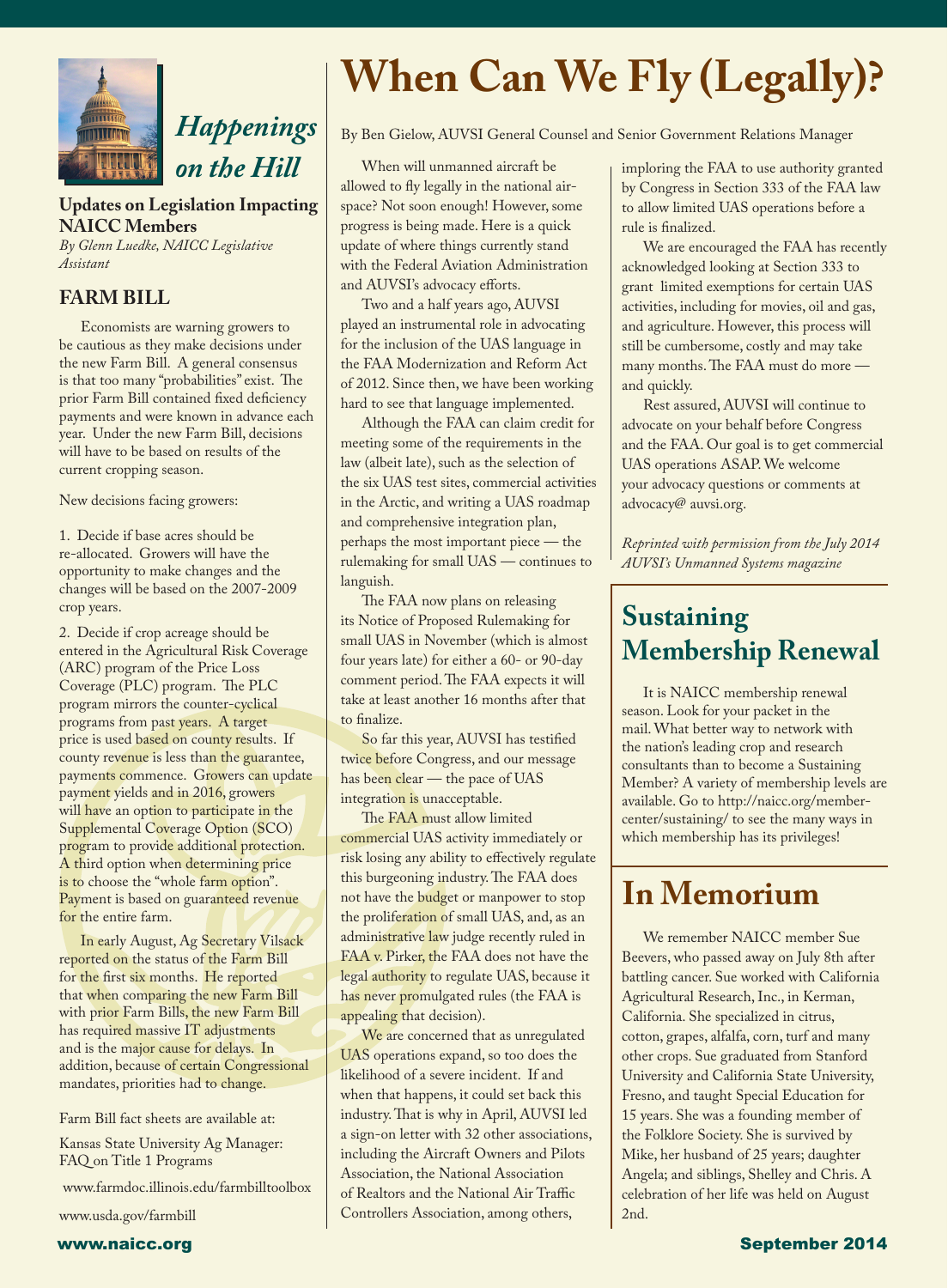# Happenings on the Hill

## Updates on Legislation Impacting NAICC Members

*By Glenn Luedke, NAICC Legislative Assistant*

### FARM BILL

Economists are warning growers to be cautious as they make decisions under the new Farm Bill. A general consensus is that too many "probabilities" exist. The prior Farm Bill contained fixed deficiency payments and were known in advance each year. Under the new Farm Bill, decisions will have to be based on results of the current cropping season.

New decisions facing growers:

1. Decide if base acres should be re-allocated. Growers will have the opportunity to make changes and the changes will be based on the 2007-2009 crop years.

2. Decide if crop acreage should be entered in the Agricultural Risk Coverage (ARC) program of the Price Loss Coverage (PLC) program. The PLC program mirrors the counter-cyclical programs from past years. A target price is used based on county results. If county revenue is less than the guarantee, payments commence. Growers can update payment yields and in 2016, growers will have an option to participate in the Supplemental Coverage Option (SCO) program to provide additional protection. A third option when determining price is to choose the "whole farm option". Payment is based on guaranteed revenue for the entire farm.

In early August, Ag Secretary Vilsack reported on the status of the Farm Bill for the first six months. He reported that when comparing the new Farm Bill with prior Farm Bills, the new Farm Bill has required massive IT adjustments and is the major cause for delays. In addition, because of certain Congressional mandates, priorities had to change.

Farm Bill fact sheets are available at:

Kansas State University Ag Manager: FAQ on Title 1 Programs

www.farmdoc.illinois.edu/farmbilltoolbox

www.usda.gov/farmbill

# When Can We Fly (Legally)?

By Ben Gielow, AUVSI General Counsel and Senior Government Relations Manager

When will unmanned aircraft be allowed to fly legally in the national airspace? Not soon enough! However, some progress is being made. Here is a quick update of where things currently stand with the Federal Aviation Administration and AUVSI's advocacy efforts.

Two and a half years ago, AUVSI played an instrumental role in advocating for the inclusion of the UAS language in the FAA Modernization and Reform Act of 2012. Since then, we have been working hard to see that language implemented.

Although the FAA can claim credit for meeting some of the requirements in the law (albeit late), such as the selection of the six UAS test sites, commercial activities in the Arctic, and writing a UAS roadmap and comprehensive integration plan, perhaps the most important piece — the rulemaking for small UAS — continues to languish.

The FAA now plans on releasing its Notice of Proposed Rulemaking for small UAS in November (which is almost four years late) for either a 60- or 90-day comment period. The FAA expects it will take at least another 16 months after that to finalize.

So far this year, AUVSI has testified twice before Congress, and our message has been clear — the pace of UAS integration is unacceptable.

The FAA must allow limited commercial UAS activity immediately or risk losing any ability to effectively regulate this burgeoning industry. The FAA does not have the budget or manpower to stop the proliferation of small UAS, and, as an administrative law judge recently ruled in FAA v. Pirker, the FAA does not have the legal authority to regulate UAS, because it has never promulgated rules (the FAA is appealing that decision).

We are concerned that as unregulated UAS operations expand, so too does the likelihood of a severe incident. If and when that happens, it could set back this industry. That is why in April, AUVSI led a sign-on letter with 32 other associations, including the Aircraft Owners and Pilots Association, the National Association of Realtors and the National Air Traffic Controllers Association, among others, imploring the FAA to use authority granted by Congress in Section 333 of the FAA law to allow limited UAS operations before a rule is finalized.

We are encouraged the FAA has recently acknowledged looking at Section 333 to grant limited exemptions for certain UAS activities, including for movies, oil and gas, and agriculture. However, this process will still be cumbersome, costly and may take many months. The FAA must do more — and quickly.

Rest assured, AUVSI will continue to advocate on your behalf before Congress and the FAA. Our goal is to get commercial UAS operations ASAP. We welcome your advocacy questions or comments at advocacy@ auvsi.org.

*Reprinted with permission from the July 2014 AUVSI's Unmanned Systems magazine*

# Sustaining Membership Renewal

It is NAICC membership renewal season. Look for your packet in the mail. What better way to network with the nation's leading crop and research consultants than to become a Sustaining Member? A variety of membership levels are available. Go to http://naicc.org/member-center/sustaining/ to see the many ways in which membership has its privileges!

# In Memorium

We remember NAICC member Sue Beevers, who passed away on July 8th after battling cancer. Sue worked with California Agricultural Research, Inc., in Kerman, California. She specialized in citrus, cotton, grapes, alfalfa, corn, turf and many other crops. Sue graduated from Stanford University and California State University, Fresno, and taught Special Education for 15 years. She was a founding member of the Folklore Society. She is survived by Mike, her husband of 25 years; daughter Angela; and siblings, Shelley and Chris. A celebration of her life was held on August 2nd.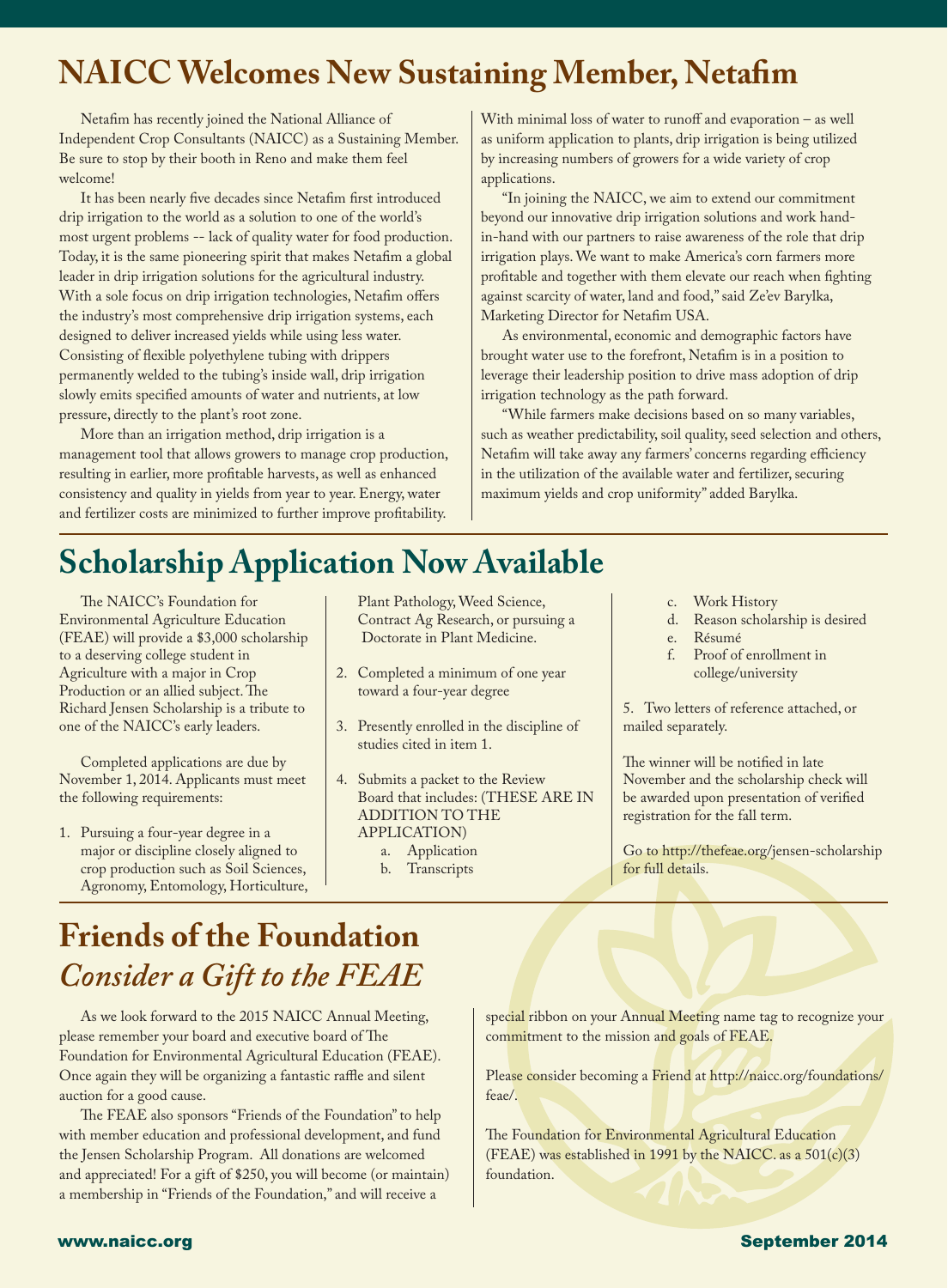# NAICC Welcomes New Sustaining Member, Netafim

Netafim has recently joined the National Alliance of Independent Crop Consultants (NAICC) as a Sustaining Member. Be sure to stop by their booth in Reno and make them feel welcome!

It has been nearly five decades since Netafim first introduced drip irrigation to the world as a solution to one of the world's most urgent problems -- lack of quality water for food production. Today, it is the same pioneering spirit that makes Netafim a global leader in drip irrigation solutions for the agricultural industry. With a sole focus on drip irrigation technologies, Netafim offers the industry's most comprehensive drip irrigation systems, each designed to deliver increased yields while using less water. Consisting of flexible polyethylene tubing with drippers permanently welded to the tubing's inside wall, drip irrigation slowly emits specified amounts of water and nutrients, at low pressure, directly to the plant's root zone.

More than an irrigation method, drip irrigation is a management tool that allows growers to manage crop production, resulting in earlier, more profitable harvests, as well as enhanced consistency and quality in yields from year to year. Energy, water and fertilizer costs are minimized to further improve profitability. With minimal loss of water to runoff and evaporation – as well as uniform application to plants, drip irrigation is being utilized by increasing numbers of growers for a wide variety of crop applications.

"In joining the NAICC, we aim to extend our commitment beyond our innovative drip irrigation solutions and work hand-in-hand with our partners to raise awareness of the role that drip irrigation plays. We want to make America's corn farmers more profitable and together with them elevate our reach when fighting against scarcity of water, land and food," said Ze'ev Barylka, Marketing Director for Netafim USA.

As environmental, economic and demographic factors have brought water use to the forefront, Netafim is in a position to leverage their leadership position to drive mass adoption of drip irrigation technology as the path forward.

"While farmers make decisions based on so many variables, such as weather predictability, soil quality, seed selection and others, Netafim will take away any farmers' concerns regarding efficiency in the utilization of the available water and fertilizer, securing maximum yields and crop uniformity" added Barylka.

# Scholarship Application Now Available

The NAICC's Foundation for Environmental Agriculture Education (FEAE) will provide a $3,000 scholarship to a deserving college student in Agriculture with a major in Crop Production or an allied subject. The Richard Jensen Scholarship is a tribute to one of the NAICC's early leaders.

Completed applications are due by November 1, 2014. Applicants must meet the following requirements:

1. Pursuing a four-year degree in a major or discipline closely aligned to crop production such as Soil Sciences, Agronomy, Entomology, Horticulture, Plant Pathology, Weed Science, Contract Ag Research, or pursuing a Doctorate in Plant Medicine.
2. Completed a minimum of one year toward a four-year degree
3. Presently enrolled in the discipline of studies cited in item 1.
4. Submits a packet to the Review Board that includes: (THESE ARE IN ADDITION TO THE APPLICATION)
    a. Application
    b. Transcripts
    c. Work History
    d. Reason scholarship is desired
    e. Résumé
    f. Proof of enrollment in college/university
5. Two letters of reference attached, or mailed separately.

The winner will be notified in late November and the scholarship check will be awarded upon presentation of verified registration for the fall term.

Go to http://thefeae.org/jensen-scholarship for full details.

# Friends of the Foundation
## *Consider a Gift to the FEAE*

As we look forward to the 2015 NAICC Annual Meeting, please remember your board and executive board of The Foundation for Environmental Agricultural Education (FEAE). Once again they will be organizing a fantastic raffle and silent auction for a good cause.

The FEAE also sponsors "Friends of the Foundation" to help with member education and professional development, and fund the Jensen Scholarship Program. All donations are welcomed and appreciated! For a gift of $250, you will become (or maintain) a membership in "Friends of the Foundation," and will receive a special ribbon on your Annual Meeting name tag to recognize your commitment to the mission and goals of FEAE.

Please consider becoming a Friend at http://naicc.org/foundations/feae/.

The Foundation for Environmental Agricultural Education (FEAE) was established in 1991 by the NAICC. as a 501(c)(3) foundation.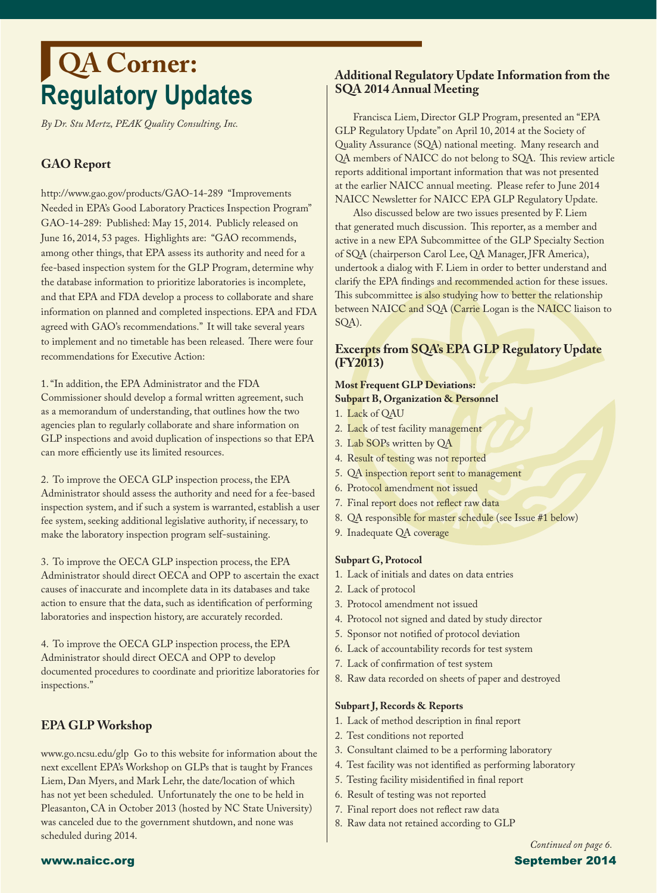# QA Corner: Regulatory Updates

*By Dr. Stu Mertz, PEAK Quality Consulting, Inc.*

## GAO Report

http://www.gao.gov/products/GAO-14-289 "Improvements Needed in EPA's Good Laboratory Practices Inspection Program" GAO-14-289: Published: May 15, 2014. Publicly released on June 16, 2014, 53 pages. Highlights are: "GAO recommends, among other things, that EPA assess its authority and need for a fee-based inspection system for the GLP Program, determine why the database information to prioritize laboratories is incomplete, and that EPA and FDA develop a process to collaborate and share information on planned and completed inspections. EPA and FDA agreed with GAO's recommendations." It will take several years to implement and no timetable has been released. There were four recommendations for Executive Action:

1. "In addition, the EPA Administrator and the FDA Commissioner should develop a formal written agreement, such as a memorandum of understanding, that outlines how the two agencies plan to regularly collaborate and share information on GLP inspections and avoid duplication of inspections so that EPA can more efficiently use its limited resources.

2. To improve the OECA GLP inspection process, the EPA Administrator should assess the authority and need for a fee-based inspection system, and if such a system is warranted, establish a user fee system, seeking additional legislative authority, if necessary, to make the laboratory inspection program self-sustaining.

3. To improve the OECA GLP inspection process, the EPA Administrator should direct OECA and OPP to ascertain the exact causes of inaccurate and incomplete data in its databases and take action to ensure that the data, such as identification of performing laboratories and inspection history, are accurately recorded.

4. To improve the OECA GLP inspection process, the EPA Administrator should direct OECA and OPP to develop documented procedures to coordinate and prioritize laboratories for inspections."

## EPA GLP Workshop

www.go.ncsu.edu/glp Go to this website for information about the next excellent EPA's Workshop on GLPs that is taught by Frances Liem, Dan Myers, and Mark Lehr, the date/location of which has not yet been scheduled. Unfortunately the one to be held in Pleasanton, CA in October 2013 (hosted by NC State University) was canceled due to the government shutdown, and none was scheduled during 2014.

## Additional Regulatory Update Information from the SQA 2014 Annual Meeting

Francisca Liem, Director GLP Program, presented an "EPA GLP Regulatory Update" on April 10, 2014 at the Society of Quality Assurance (SQA) national meeting. Many research and QA members of NAICC do not belong to SQA. This review article reports additional important information that was not presented at the earlier NAICC annual meeting. Please refer to June 2014 NAICC Newsletter for NAICC EPA GLP Regulatory Update.

Also discussed below are two issues presented by F. Liem that generated much discussion. This reporter, as a member and active in a new EPA Subcommittee of the GLP Specialty Section of SQA (chairperson Carol Lee, QA Manager, JFR America), undertook a dialog with F. Liem in order to better understand and clarify the EPA findings and recommended action for these issues. This subcommittee is also studying how to better the relationship between NAICC and SQA (Carrie Logan is the NAICC liaison to SQA).

## Excerpts from SQA's EPA GLP Regulatory Update (FY2013)

**Most Frequent GLP Deviations:**
**Subpart B, Organization & Personnel**

1. Lack of QAU
2. Lack of test facility management
3. Lab SOPs written by QA
4. Result of testing was not reported
5. QA inspection report sent to management
6. Protocol amendment not issued
7. Final report does not reflect raw data
8. QA responsible for master schedule (see Issue #1 below)
9. Inadequate QA coverage

**Subpart G, Protocol**

1. Lack of initials and dates on data entries
2. Lack of protocol
3. Protocol amendment not issued
4. Protocol not signed and dated by study director
5. Sponsor not notified of protocol deviation
6. Lack of accountability records for test system
7. Lack of confirmation of test system
8. Raw data recorded on sheets of paper and destroyed

**Subpart J, Records & Reports**

1. Lack of method description in final report
2. Test conditions not reported
3. Consultant claimed to be a performing laboratory
4. Test facility was not identified as performing laboratory
5. Testing facility misidentified in final report
6. Result of testing was not reported
7. Final report does not reflect raw data
8. Raw data not retained according to GLP

*Continued on page 6.*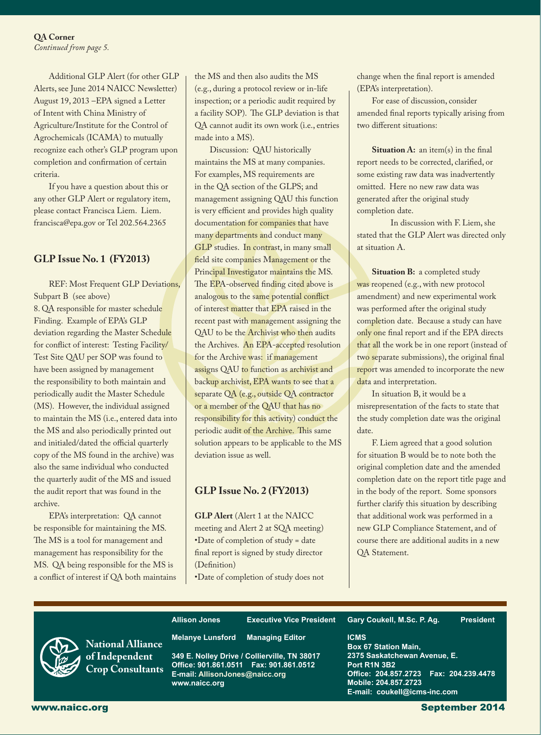**QA Corner**
*Continued from page 5.*

Additional GLP Alert (for other GLP Alerts, see June 2014 NAICC Newsletter) August 19, 2013 –EPA signed a Letter of Intent with China Ministry of Agriculture/Institute for the Control of Agrochemicals (ICAMA) to mutually recognize each other's GLP program upon completion and confirmation of certain criteria.

If you have a question about this or any other GLP Alert or regulatory item, please contact Francisca Liem. Liem.francisca@epa.gov or Tel 202.564.2365

## GLP Issue No. 1 (FY2013)

REF: Most Frequent GLP Deviations, Subpart B (see above)

8. QA responsible for master schedule Finding. Example of EPA's GLP deviation regarding the Master Schedule for conflict of interest: Testing Facility/Test Site QAU per SOP was found to have been assigned by management the responsibility to both maintain and periodically audit the Master Schedule (MS). However, the individual assigned to maintain the MS (i.e., entered data into the MS and also periodically printed out and initialed/dated the official quarterly copy of the MS found in the archive) was also the same individual who conducted the quarterly audit of the MS and issued the audit report that was found in the archive.

EPA's interpretation: QA cannot be responsible for maintaining the MS. The MS is a tool for management and management has responsibility for the MS. QA being responsible for the MS is a conflict of interest if QA both maintains the MS and then also audits the MS (e.g., during a protocol review or in-life inspection; or a periodic audit required by a facility SOP). The GLP deviation is that QA cannot audit its own work (i.e., entries made into a MS).

Discussion: QAU historically maintains the MS at many companies. For examples, MS requirements are in the QA section of the GLPS; and management assigning QAU this function is very efficient and provides high quality documentation for companies that have many departments and conduct many GLP studies. In contrast, in many small field site companies Management or the Principal Investigator maintains the MS. The EPA-observed finding cited above is analogous to the same potential conflict of interest matter that EPA raised in the recent past with management assigning the QAU to be the Archivist who then audits the Archives. An EPA-accepted resolution for the Archive was: if management assigns QAU to function as archivist and backup archivist, EPA wants to see that a separate QA (e.g., outside QA contractor or a member of the QAU that has no responsibility for this activity) conduct the periodic audit of the Archive. This same solution appears to be applicable to the MS deviation issue as well.

## GLP Issue No. 2 (FY2013)

**GLP Alert** (Alert 1 at the NAICC meeting and Alert 2 at SQA meeting)

•Date of completion of study = date final report is signed by study director (Definition)

•Date of completion of study does not change when the final report is amended (EPA's interpretation).

For ease of discussion, consider amended final reports typically arising from two different situations:

**Situation A:** an item(s) in the final report needs to be corrected, clarified, or some existing raw data was inadvertently omitted. Here no new raw data was generated after the original study completion date.

In discussion with F. Liem, she stated that the GLP Alert was directed only at situation A.

**Situation B:** a completed study was reopened (e.g., with new protocol amendment) and new experimental work was performed after the original study completion date. Because a study can have only one final report and if the EPA directs that all the work be in one report (instead of two separate submissions), the original final report was amended to incorporate the new data and interpretation.

In situation B, it would be a misrepresentation of the facts to state that the study completion date was the original date.

F. Liem agreed that a good solution for situation B would be to note both the original completion date and the amended completion date on the report title page and in the body of the report. Some sponsors further clarify this situation by describing that additional work was performed in a new GLP Compliance Statement, and of course there are additional audits in a new QA Statement.

---

**National Alliance of Independent Crop Consultants**

**Allison Jones** Executive Vice President
**Melanye Lunsford** Managing Editor
349 E. Nolley Drive / Collierville, TN 38017
Office: 901.861.0511 Fax: 901.861.0512
E-mail: AllisonJones@naicc.org
www.naicc.org

**Gary Coukell, M.Sc. P. Ag.** President
ICMS
Box 67 Station Main,
2375 Saskatchewan Avenue, E.
Port R1N 3B2
Office: 204.857.2723 Fax: 204.239.4478
Mobile: 204.857.2723
E-mail: coukell@icms-inc.com